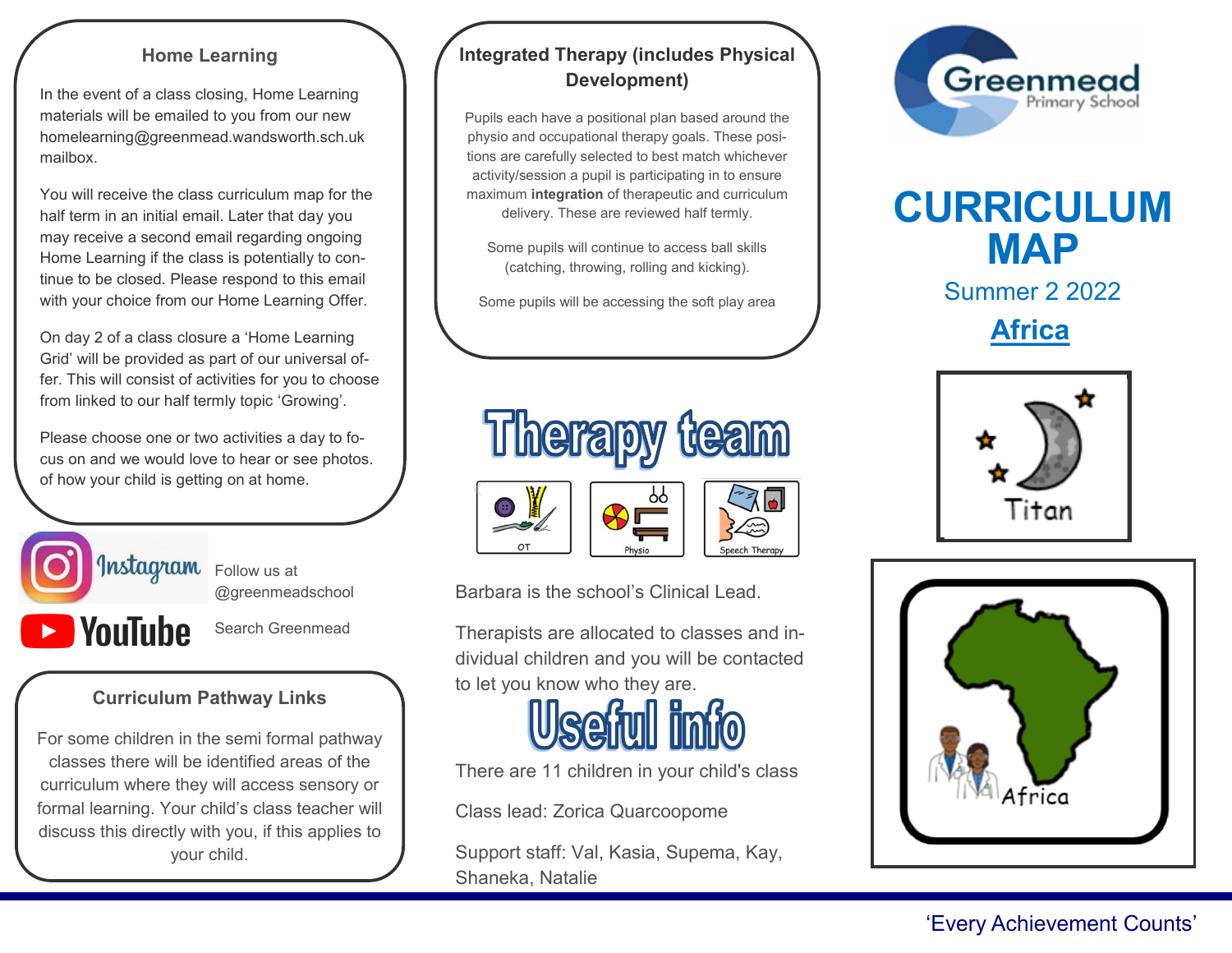Greenmead Primary School

# CURRICULUM MAP

Summer 2 2022

## Africa

Titan

Africa

## Home Learning

In the event of a class closing, Home Learning materials will be emailed to you from our new homelearning@greenmead.wandsworth.sch.uk mailbox.

You will receive the class curriculum map for the half term in an initial email. Later that day you may receive a second email regarding ongoing Home Learning if the class is potentially to continue to be closed. Please respond to this email with your choice from our Home Learning Offer.

On day 2 of a class closure a 'Home Learning Grid' will be provided as part of our universal offer. This will consist of activities for you to choose from linked to our half termly topic 'Growing'.

Please choose one or two activities a day to focus on and we would love to hear or see photos. of how your child is getting on at home.

Instagram — Follow us at @greenmeadschool

YouTube — Search Greenmead

## Curriculum Pathway Links

For some children in the semi formal pathway classes there will be identified areas of the curriculum where they will access sensory or formal learning. Your child's class teacher will discuss this directly with you, if this applies to your child.

## Integrated Therapy (includes Physical Development)

Pupils each have a positional plan based around the physio and occupational therapy goals. These positions are carefully selected to best match whichever activity/session a pupil is participating in to ensure maximum **integration** of therapeutic and curriculum delivery. These are reviewed half termly.

Some pupils will continue to access ball skills (catching, throwing, rolling and kicking).

Some pupils will be accessing the soft play area

## Therapy team

OT | Physio | Speech Therapy

Barbara is the school's Clinical Lead.

Therapists are allocated to classes and individual children and you will be contacted to let you know who they are.

## Useful info

There are 11 children in your child's class

Class lead: Zorica Quarcoopome

Support staff: Val, Kasia, Supema, Kay, Shaneka, Natalie

'Every Achievement Counts'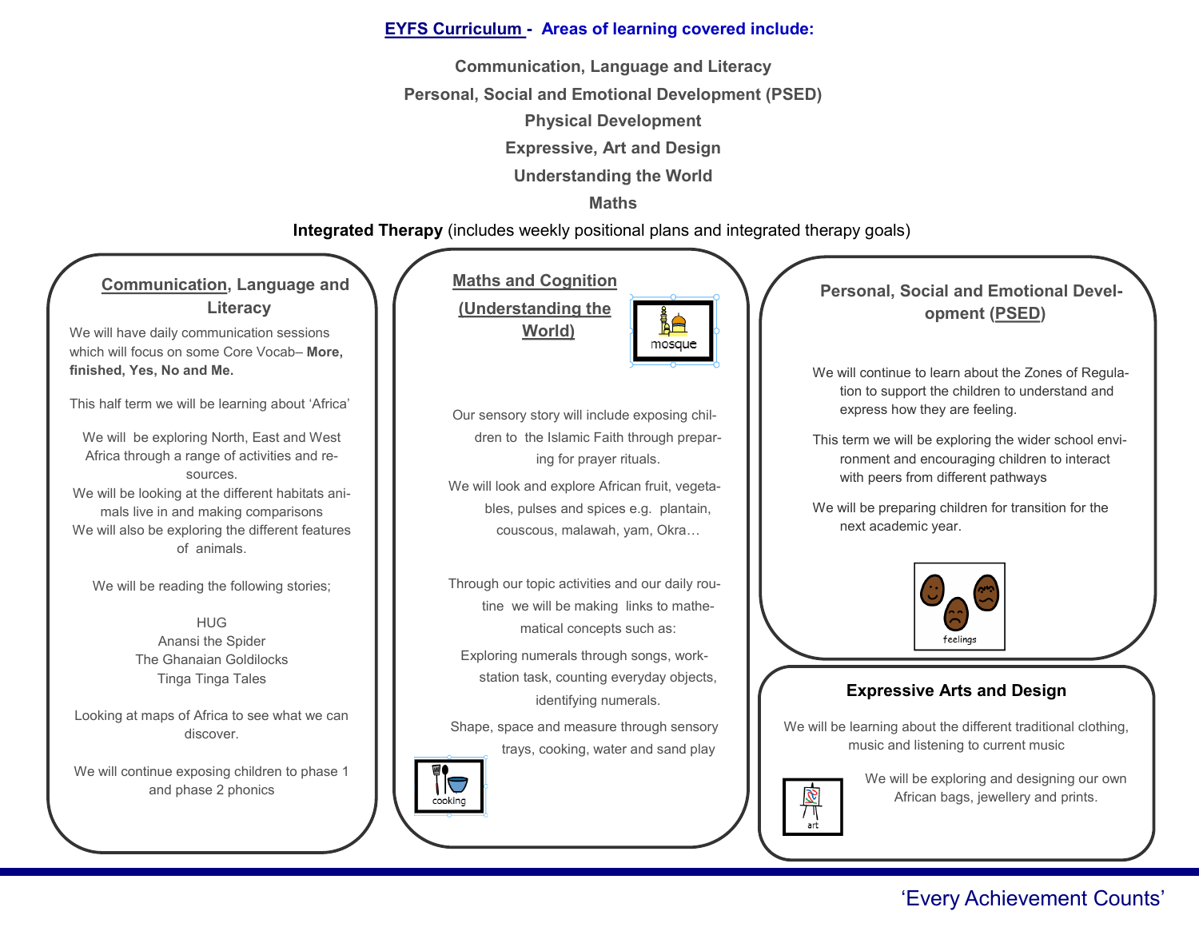## EYFS Curriculum - Areas of learning covered include:

**Communication, Language and Literacy**

**Personal, Social and Emotional Development (PSED)**

**Physical Development**

**Expressive, Art and Design**

**Understanding the World**

**Maths**

**Integrated Therapy** (includes weekly positional plans and integrated therapy goals)

### Communication, Language and Literacy

We will have daily communication sessions which will focus on some Core Vocab– **More, finished, Yes, No and Me.**

This half term we will be learning about 'Africa'

We will be exploring North, East and West Africa through a range of activities and resources.
We will be looking at the different habitats animals live in and making comparisons
We will also be exploring the different features of animals.

We will be reading the following stories;

HUG
Anansi the Spider
The Ghanaian Goldilocks
Tinga Tinga Tales

Looking at maps of Africa to see what we can discover.

We will continue exposing children to phase 1 and phase 2 phonics

### Maths and Cognition (Understanding the World)

mosque

Our sensory story will include exposing children to the Islamic Faith through preparing for prayer rituals.

We will look and explore African fruit, vegetables, pulses and spices e.g. plantain, couscous, malawah, yam, Okra…

Through our topic activities and our daily routine we will be making links to mathematical concepts such as:

Exploring numerals through songs, workstation task, counting everyday objects, identifying numerals.

Shape, space and measure through sensory trays, cooking, water and sand play

cooking

### Personal, Social and Emotional Development (PSED)

We will continue to learn about the Zones of Regulation to support the children to understand and express how they are feeling.

This term we will be exploring the wider school environment and encouraging children to interact with peers from different pathways

We will be preparing children for transition for the next academic year.

feelings

### Expressive Arts and Design

We will be learning about the different traditional clothing, music and listening to current music

art

We will be exploring and designing our own African bags, jewellery and prints.

'Every Achievement Counts'